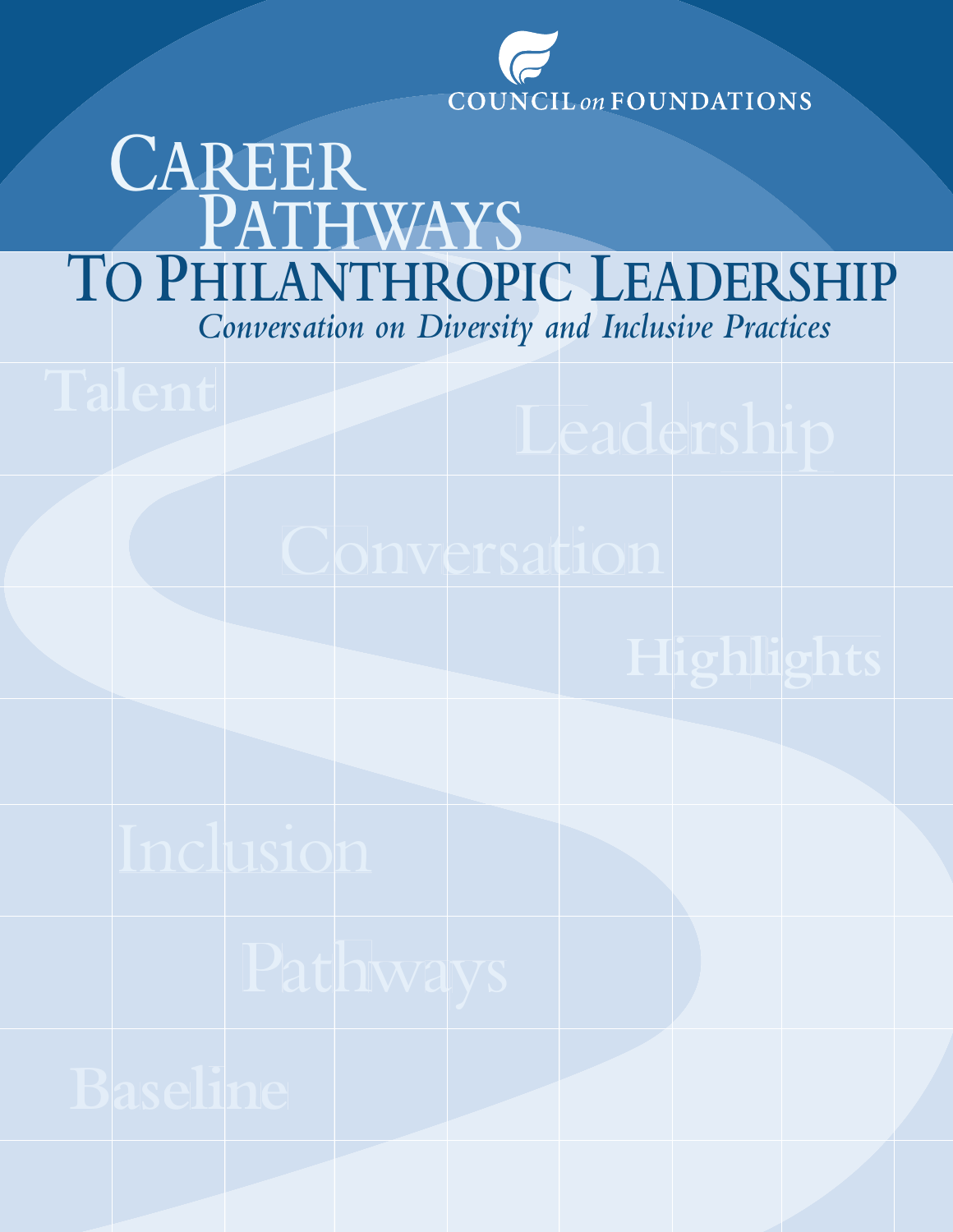COUNCIL on FOUNDATIONS

# CAREER PATHWAYS TO PHILANTHROPIC LEADERSHIP

*Conversation on Diversity and Inclusive Practices*

Talent

Leadership

Conversation

Highlights

Inclusion

Pathways

Baseline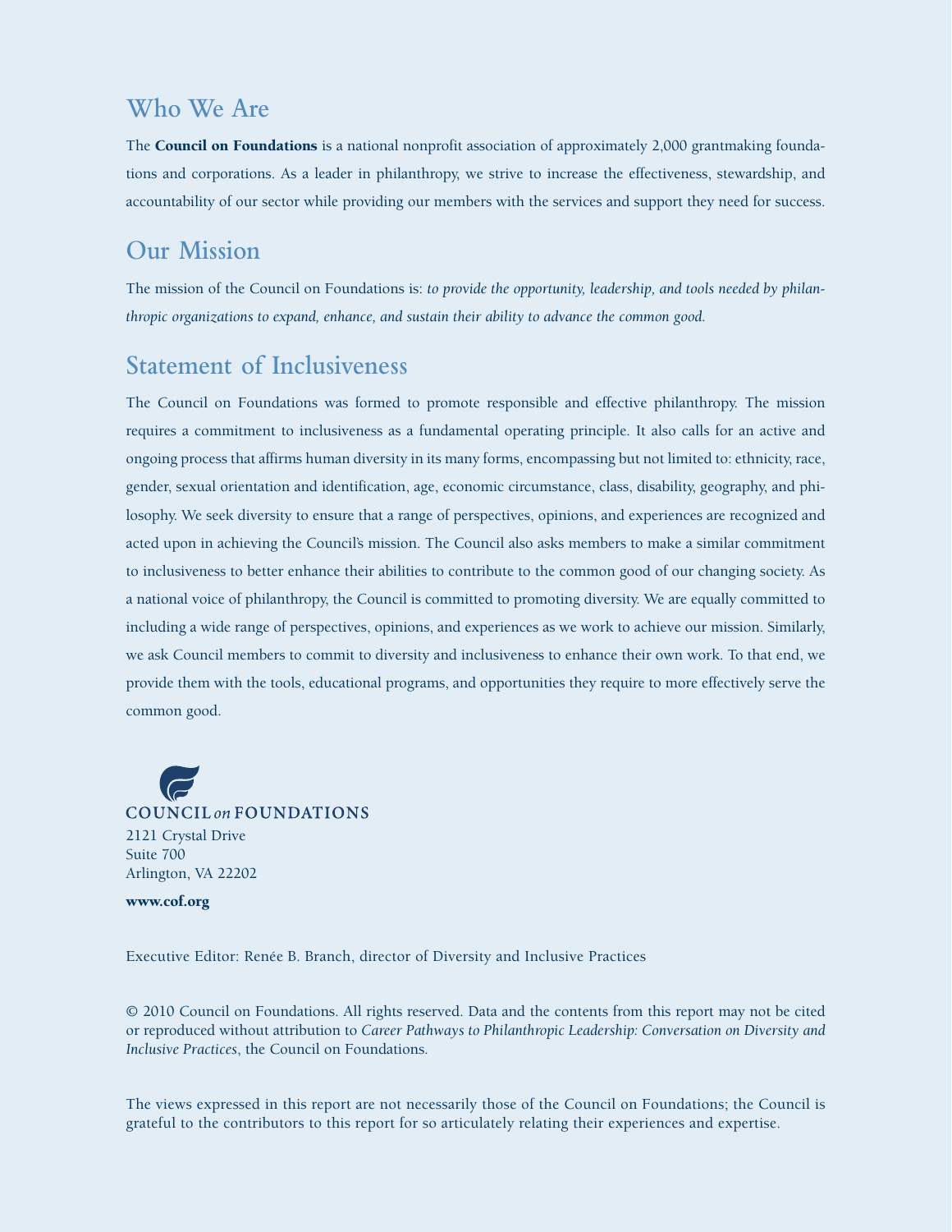## Who We Are

The **Council on Foundations** is a national nonprofit association of approximately 2,000 grantmaking foundations and corporations. As a leader in philanthropy, we strive to increase the effectiveness, stewardship, and accountability of our sector while providing our members with the services and support they need for success.

## Our Mission

The mission of the Council on Foundations is: *to provide the opportunity, leadership, and tools needed by philanthropic organizations to expand, enhance, and sustain their ability to advance the common good.*

## Statement of Inclusiveness

The Council on Foundations was formed to promote responsible and effective philanthropy. The mission requires a commitment to inclusiveness as a fundamental operating principle. It also calls for an active and ongoing process that affirms human diversity in its many forms, encompassing but not limited to: ethnicity, race, gender, sexual orientation and identification, age, economic circumstance, class, disability, geography, and philosophy. We seek diversity to ensure that a range of perspectives, opinions, and experiences are recognized and acted upon in achieving the Council's mission. The Council also asks members to make a similar commitment to inclusiveness to better enhance their abilities to contribute to the common good of our changing society. As a national voice of philanthropy, the Council is committed to promoting diversity. We are equally committed to including a wide range of perspectives, opinions, and experiences as we work to achieve our mission. Similarly, we ask Council members to commit to diversity and inclusiveness to enhance their own work. To that end, we provide them with the tools, educational programs, and opportunities they require to more effectively serve the common good.

COUNCIL *on* FOUNDATIONS
2121 Crystal Drive
Suite 700
Arlington, VA 22202

**www.cof.org**

Executive Editor: Renée B. Branch, director of Diversity and Inclusive Practices

© 2010 Council on Foundations. All rights reserved. Data and the contents from this report may not be cited or reproduced without attribution to *Career Pathways to Philanthropic Leadership: Conversation on Diversity and Inclusive Practices*, the Council on Foundations.

The views expressed in this report are not necessarily those of the Council on Foundations; the Council is grateful to the contributors to this report for so articulately relating their experiences and expertise.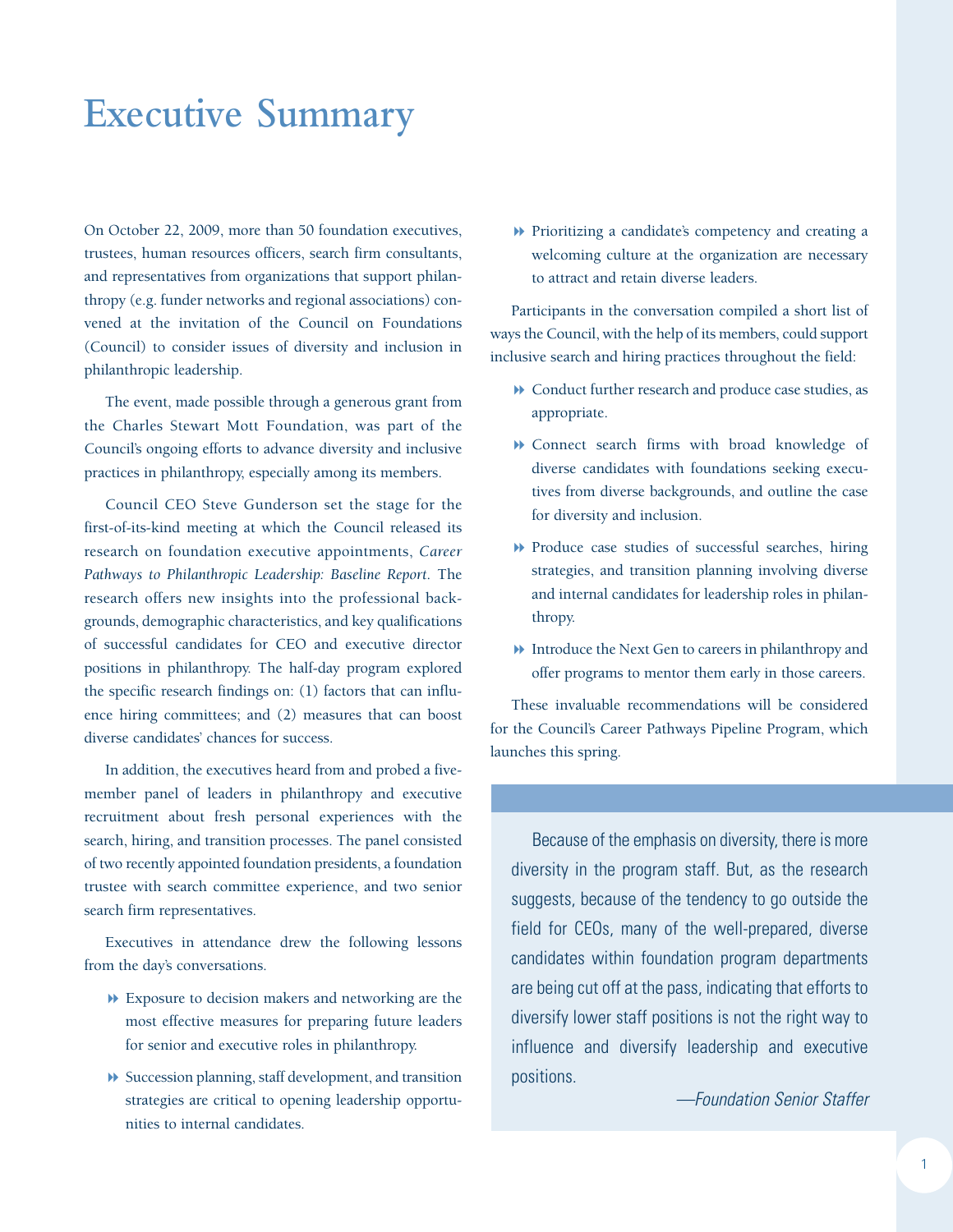# Executive Summary

On October 22, 2009, more than 50 foundation executives, trustees, human resources officers, search firm consultants, and representatives from organizations that support philanthropy (e.g. funder networks and regional associations) convened at the invitation of the Council on Foundations (Council) to consider issues of diversity and inclusion in philanthropic leadership.

The event, made possible through a generous grant from the Charles Stewart Mott Foundation, was part of the Council's ongoing efforts to advance diversity and inclusive practices in philanthropy, especially among its members.

Council CEO Steve Gunderson set the stage for the first-of-its-kind meeting at which the Council released its research on foundation executive appointments, *Career Pathways to Philanthropic Leadership: Baseline Report*. The research offers new insights into the professional backgrounds, demographic characteristics, and key qualifications of successful candidates for CEO and executive director positions in philanthropy. The half-day program explored the specific research findings on: (1) factors that can influence hiring committees; and (2) measures that can boost diverse candidates' chances for success.

In addition, the executives heard from and probed a five-member panel of leaders in philanthropy and executive recruitment about fresh personal experiences with the search, hiring, and transition processes. The panel consisted of two recently appointed foundation presidents, a foundation trustee with search committee experience, and two senior search firm representatives.

Executives in attendance drew the following lessons from the day's conversations.

- Exposure to decision makers and networking are the most effective measures for preparing future leaders for senior and executive roles in philanthropy.
- Succession planning, staff development, and transition strategies are critical to opening leadership opportunities to internal candidates.
- Prioritizing a candidate's competency and creating a welcoming culture at the organization are necessary to attract and retain diverse leaders.

Participants in the conversation compiled a short list of ways the Council, with the help of its members, could support inclusive search and hiring practices throughout the field:

- Conduct further research and produce case studies, as appropriate.
- Connect search firms with broad knowledge of diverse candidates with foundations seeking executives from diverse backgrounds, and outline the case for diversity and inclusion.
- Produce case studies of successful searches, hiring strategies, and transition planning involving diverse and internal candidates for leadership roles in philanthropy.
- Introduce the Next Gen to careers in philanthropy and offer programs to mentor them early in those careers.

These invaluable recommendations will be considered for the Council's Career Pathways Pipeline Program, which launches this spring.

> Because of the emphasis on diversity, there is more diversity in the program staff. But, as the research suggests, because of the tendency to go outside the field for CEOs, many of the well-prepared, diverse candidates within foundation program departments are being cut off at the pass, indicating that efforts to diversify lower staff positions is not the right way to influence and diversify leadership and executive positions.
>
> *—Foundation Senior Staffer*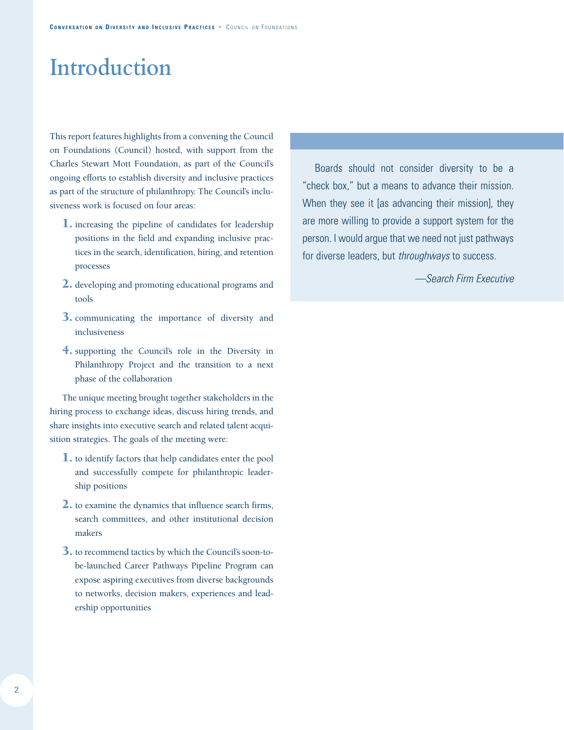# Introduction

This report features highlights from a convening the Council on Foundations (Council) hosted, with support from the Charles Stewart Mott Foundation, as part of the Council's ongoing efforts to establish diversity and inclusive practices as part of the structure of philanthropy. The Council's inclusiveness work is focused on four areas:

1. increasing the pipeline of candidates for leadership positions in the field and expanding inclusive practices in the search, identification, hiring, and retention processes
2. developing and promoting educational programs and tools
3. communicating the importance of diversity and inclusiveness
4. supporting the Council's role in the Diversity in Philanthropy Project and the transition to a next phase of the collaboration

The unique meeting brought together stakeholders in the hiring process to exchange ideas, discuss hiring trends, and share insights into executive search and related talent acquisition strategies. The goals of the meeting were:

1. to identify factors that help candidates enter the pool and successfully compete for philanthropic leadership positions
2. to examine the dynamics that influence search firms, search committees, and other institutional decision makers
3. to recommend tactics by which the Council's soon-to-be-launched Career Pathways Pipeline Program can expose aspiring executives from diverse backgrounds to networks, decision makers, experiences and leadership opportunities

> Boards should not consider diversity to be a "check box," but a means to advance their mission. When they see it [as advancing their mission], they are more willing to provide a support system for the person. I would argue that we need not just pathways for diverse leaders, but *throughways* to success.
>
> *—Search Firm Executive*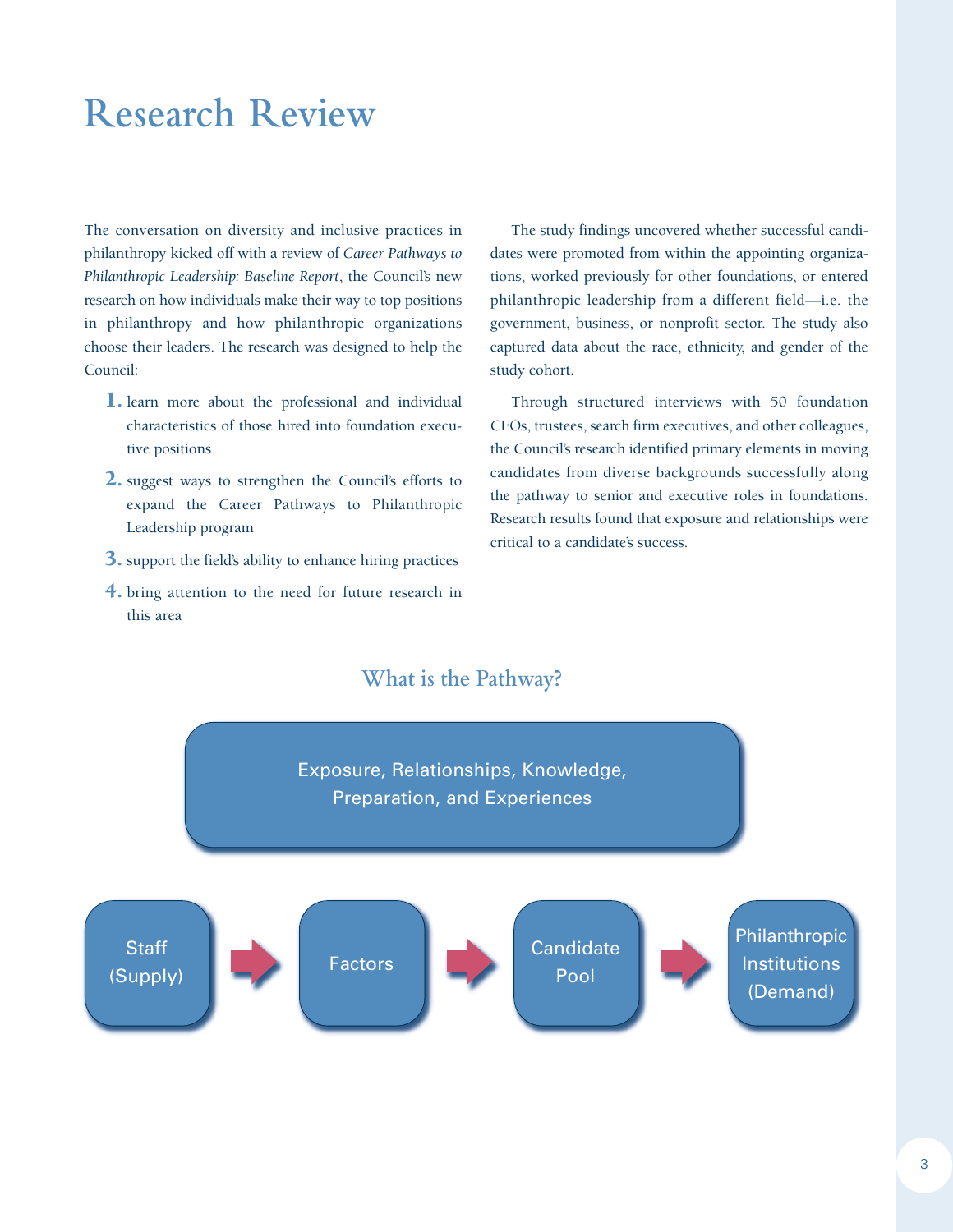# Research Review

The conversation on diversity and inclusive practices in philanthropy kicked off with a review of *Career Pathways to Philanthropic Leadership: Baseline Report*, the Council's new research on how individuals make their way to top positions in philanthropy and how philanthropic organizations choose their leaders. The research was designed to help the Council:

1. learn more about the professional and individual characteristics of those hired into foundation executive positions
2. suggest ways to strengthen the Council's efforts to expand the Career Pathways to Philanthropic Leadership program
3. support the field's ability to enhance hiring practices
4. bring attention to the need for future research in this area

The study findings uncovered whether successful candidates were promoted from within the appointing organizations, worked previously for other foundations, or entered philanthropic leadership from a different field—i.e. the government, business, or nonprofit sector. The study also captured data about the race, ethnicity, and gender of the study cohort.

Through structured interviews with 50 foundation CEOs, trustees, search firm executives, and other colleagues, the Council's research identified primary elements in moving candidates from diverse backgrounds successfully along the pathway to senior and executive roles in foundations. Research results found that exposure and relationships were critical to a candidate's success.

## What is the Pathway?

Exposure, Relationships, Knowledge, Preparation, and Experiences

Staff (Supply) → Factors → Candidate Pool → Philanthropic Institutions (Demand)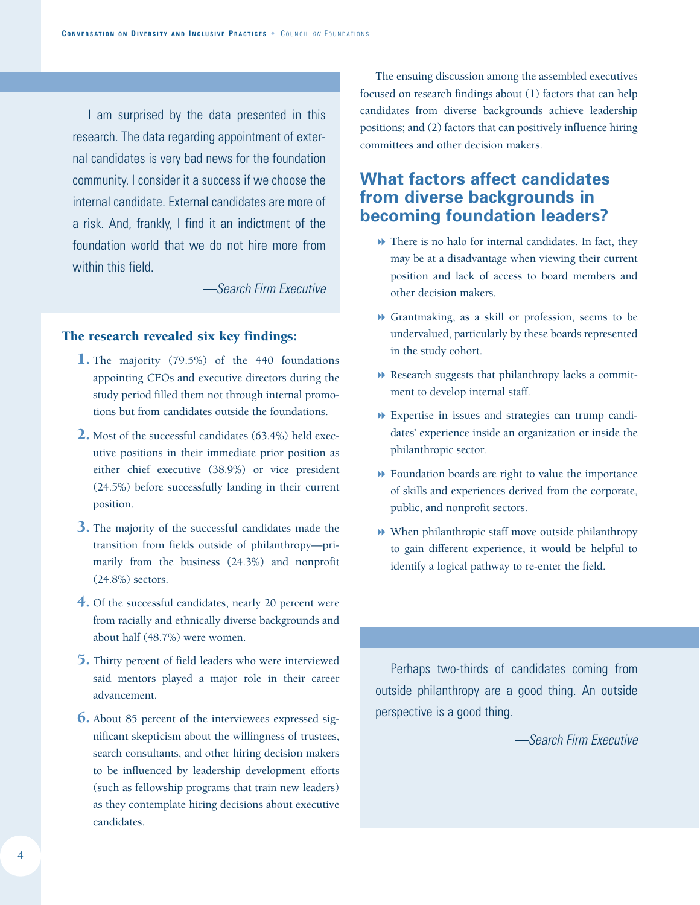> I am surprised by the data presented in this research. The data regarding appointment of external candidates is very bad news for the foundation community. I consider it a success if we choose the internal candidate. External candidates are more of a risk. And, frankly, I find it an indictment of the foundation world that we do not hire more from within this field.
>
> *—Search Firm Executive*

**The research revealed six key findings:**

1. The majority (79.5%) of the 440 foundations appointing CEOs and executive directors during the study period filled them not through internal promotions but from candidates outside the foundations.
2. Most of the successful candidates (63.4%) held executive positions in their immediate prior position as either chief executive (38.9%) or vice president (24.5%) before successfully landing in their current position.
3. The majority of the successful candidates made the transition from fields outside of philanthropy—primarily from the business (24.3%) and nonprofit (24.8%) sectors.
4. Of the successful candidates, nearly 20 percent were from racially and ethnically diverse backgrounds and about half (48.7%) were women.
5. Thirty percent of field leaders who were interviewed said mentors played a major role in their career advancement.
6. About 85 percent of the interviewees expressed significant skepticism about the willingness of trustees, search consultants, and other hiring decision makers to be influenced by leadership development efforts (such as fellowship programs that train new leaders) as they contemplate hiring decisions about executive candidates.

The ensuing discussion among the assembled executives focused on research findings about (1) factors that can help candidates from diverse backgrounds achieve leadership positions; and (2) factors that can positively influence hiring committees and other decision makers.

## What factors affect candidates from diverse backgrounds in becoming foundation leaders?

- There is no halo for internal candidates. In fact, they may be at a disadvantage when viewing their current position and lack of access to board members and other decision makers.
- Grantmaking, as a skill or profession, seems to be undervalued, particularly by these boards represented in the study cohort.
- Research suggests that philanthropy lacks a commitment to develop internal staff.
- Expertise in issues and strategies can trump candidates' experience inside an organization or inside the philanthropic sector.
- Foundation boards are right to value the importance of skills and experiences derived from the corporate, public, and nonprofit sectors.
- When philanthropic staff move outside philanthropy to gain different experience, it would be helpful to identify a logical pathway to re-enter the field.

> Perhaps two-thirds of candidates coming from outside philanthropy are a good thing. An outside perspective is a good thing.
>
> *—Search Firm Executive*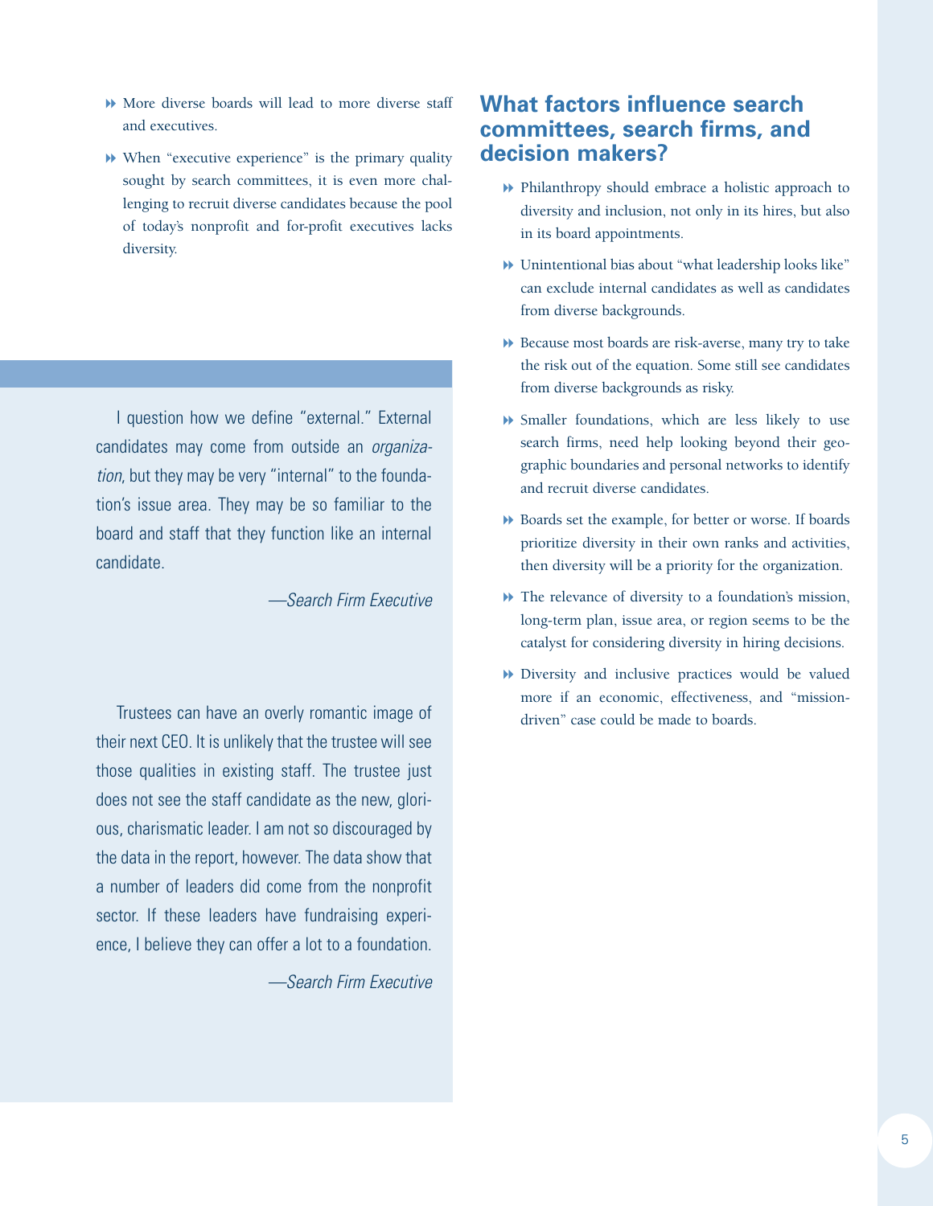- More diverse boards will lead to more diverse staff and executives.
- When "executive experience" is the primary quality sought by search committees, it is even more challenging to recruit diverse candidates because the pool of today's nonprofit and for-profit executives lacks diversity.

> I question how we define "external." External candidates may come from outside an *organization*, but they may be very "internal" to the foundation's issue area. They may be so familiar to the board and staff that they function like an internal candidate.
>
> *—Search Firm Executive*

> Trustees can have an overly romantic image of their next CEO. It is unlikely that the trustee will see those qualities in existing staff. The trustee just does not see the staff candidate as the new, glorious, charismatic leader. I am not so discouraged by the data in the report, however. The data show that a number of leaders did come from the nonprofit sector. If these leaders have fundraising experience, I believe they can offer a lot to a foundation.
>
> *—Search Firm Executive*

## What factors influence search committees, search firms, and decision makers?

- Philanthropy should embrace a holistic approach to diversity and inclusion, not only in its hires, but also in its board appointments.
- Unintentional bias about "what leadership looks like" can exclude internal candidates as well as candidates from diverse backgrounds.
- Because most boards are risk-averse, many try to take the risk out of the equation. Some still see candidates from diverse backgrounds as risky.
- Smaller foundations, which are less likely to use search firms, need help looking beyond their geographic boundaries and personal networks to identify and recruit diverse candidates.
- Boards set the example, for better or worse. If boards prioritize diversity in their own ranks and activities, then diversity will be a priority for the organization.
- The relevance of diversity to a foundation's mission, long-term plan, issue area, or region seems to be the catalyst for considering diversity in hiring decisions.
- Diversity and inclusive practices would be valued more if an economic, effectiveness, and "mission-driven" case could be made to boards.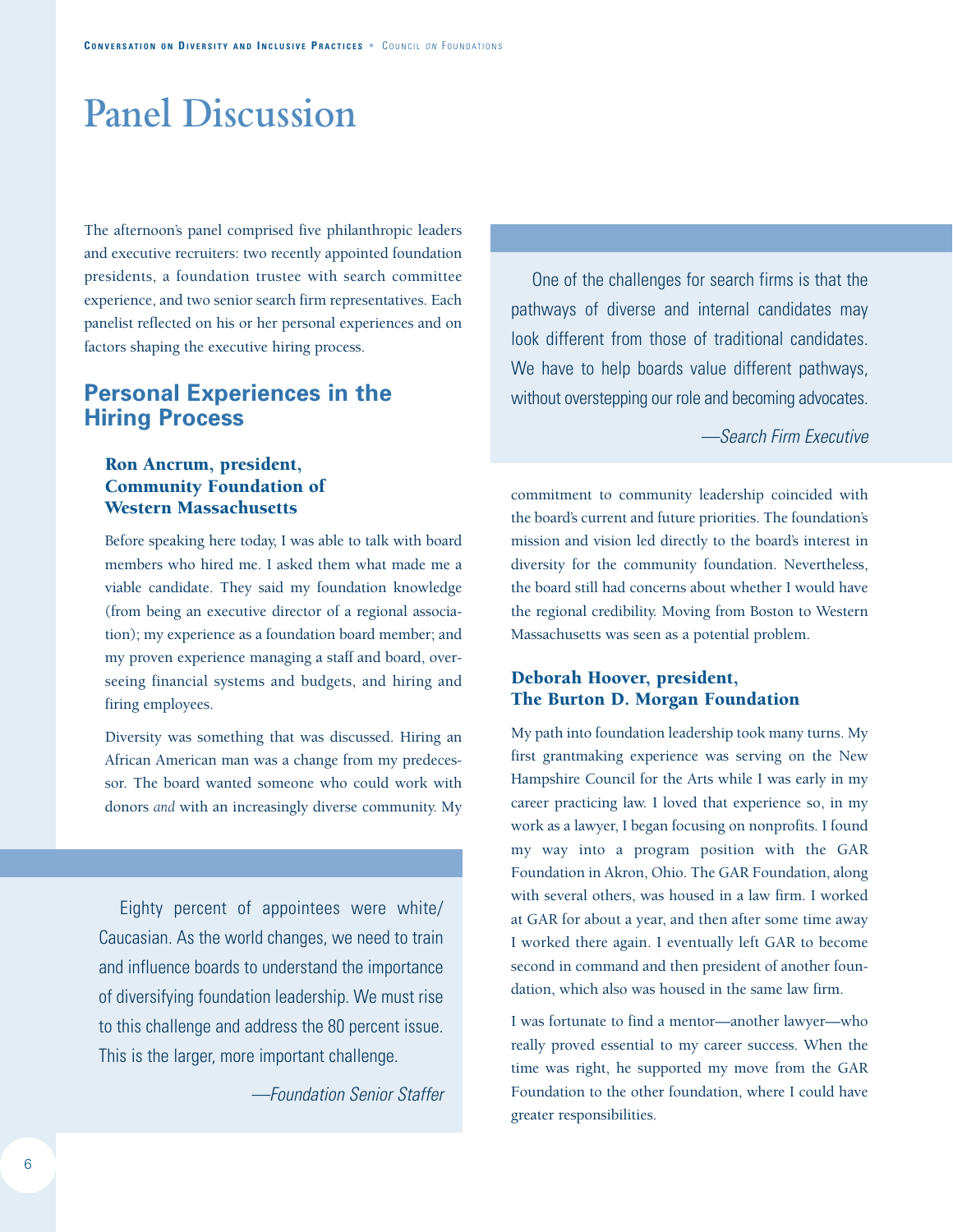# Panel Discussion

The afternoon's panel comprised five philanthropic leaders and executive recruiters: two recently appointed foundation presidents, a foundation trustee with search committee experience, and two senior search firm representatives. Each panelist reflected on his or her personal experiences and on factors shaping the executive hiring process.

## Personal Experiences in the Hiring Process

### Ron Ancrum, president, Community Foundation of Western Massachusetts

Before speaking here today, I was able to talk with board members who hired me. I asked them what made me a viable candidate. They said my foundation knowledge (from being an executive director of a regional association); my experience as a foundation board member; and my proven experience managing a staff and board, overseeing financial systems and budgets, and hiring and firing employees.

Diversity was something that was discussed. Hiring an African American man was a change from my predecessor. The board wanted someone who could work with donors *and* with an increasingly diverse community. My commitment to community leadership coincided with the board's current and future priorities. The foundation's mission and vision led directly to the board's interest in diversity for the community foundation. Nevertheless, the board still had concerns about whether I would have the regional credibility. Moving from Boston to Western Massachusetts was seen as a potential problem.

> Eighty percent of appointees were white/ Caucasian. As the world changes, we need to train and influence boards to understand the importance of diversifying foundation leadership. We must rise to this challenge and address the 80 percent issue. This is the larger, more important challenge.
>
> *—Foundation Senior Staffer*

> One of the challenges for search firms is that the pathways of diverse and internal candidates may look different from those of traditional candidates. We have to help boards value different pathways, without overstepping our role and becoming advocates.
>
> *—Search Firm Executive*

### Deborah Hoover, president, The Burton D. Morgan Foundation

My path into foundation leadership took many turns. My first grantmaking experience was serving on the New Hampshire Council for the Arts while I was early in my career practicing law. I loved that experience so, in my work as a lawyer, I began focusing on nonprofits. I found my way into a program position with the GAR Foundation in Akron, Ohio. The GAR Foundation, along with several others, was housed in a law firm. I worked at GAR for about a year, and then after some time away I worked there again. I eventually left GAR to become second in command and then president of another foundation, which also was housed in the same law firm.

I was fortunate to find a mentor—another lawyer—who really proved essential to my career success. When the time was right, he supported my move from the GAR Foundation to the other foundation, where I could have greater responsibilities.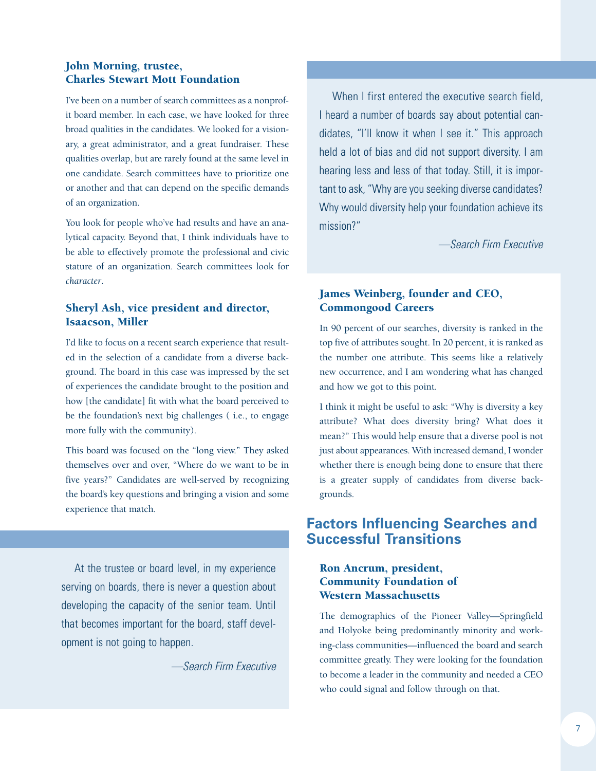### John Morning, trustee, Charles Stewart Mott Foundation

I've been on a number of search committees as a nonprofit board member. In each case, we have looked for three broad qualities in the candidates. We looked for a visionary, a great administrator, and a great fundraiser. These qualities overlap, but are rarely found at the same level in one candidate. Search committees have to prioritize one or another and that can depend on the specific demands of an organization.

You look for people who've had results and have an analytical capacity. Beyond that, I think individuals have to be able to effectively promote the professional and civic stature of an organization. Search committees look for *character*.

### Sheryl Ash, vice president and director, Isaacson, Miller

I'd like to focus on a recent search experience that resulted in the selection of a candidate from a diverse background. The board in this case was impressed by the set of experiences the candidate brought to the position and how [the candidate] fit with what the board perceived to be the foundation's next big challenges ( i.e., to engage more fully with the community).

This board was focused on the "long view." They asked themselves over and over, "Where do we want to be in five years?" Candidates are well-served by recognizing the board's key questions and bringing a vision and some experience that match.

> At the trustee or board level, in my experience serving on boards, there is never a question about developing the capacity of the senior team. Until that becomes important for the board, staff development is not going to happen.
>
> *—Search Firm Executive*

> When I first entered the executive search field, I heard a number of boards say about potential candidates, "I'll know it when I see it." This approach held a lot of bias and did not support diversity. I am hearing less and less of that today. Still, it is important to ask, "Why are you seeking diverse candidates? Why would diversity help your foundation achieve its mission?"
>
> *—Search Firm Executive*

### James Weinberg, founder and CEO, Commongood Careers

In 90 percent of our searches, diversity is ranked in the top five of attributes sought. In 20 percent, it is ranked as the number one attribute. This seems like a relatively new occurrence, and I am wondering what has changed and how we got to this point.

I think it might be useful to ask: "Why is diversity a key attribute? What does diversity bring? What does it mean?" This would help ensure that a diverse pool is not just about appearances. With increased demand, I wonder whether there is enough being done to ensure that there is a greater supply of candidates from diverse backgrounds.

## Factors Influencing Searches and Successful Transitions

### Ron Ancrum, president, Community Foundation of Western Massachusetts

The demographics of the Pioneer Valley—Springfield and Holyoke being predominantly minority and working-class communities—influenced the board and search committee greatly. They were looking for the foundation to become a leader in the community and needed a CEO who could signal and follow through on that.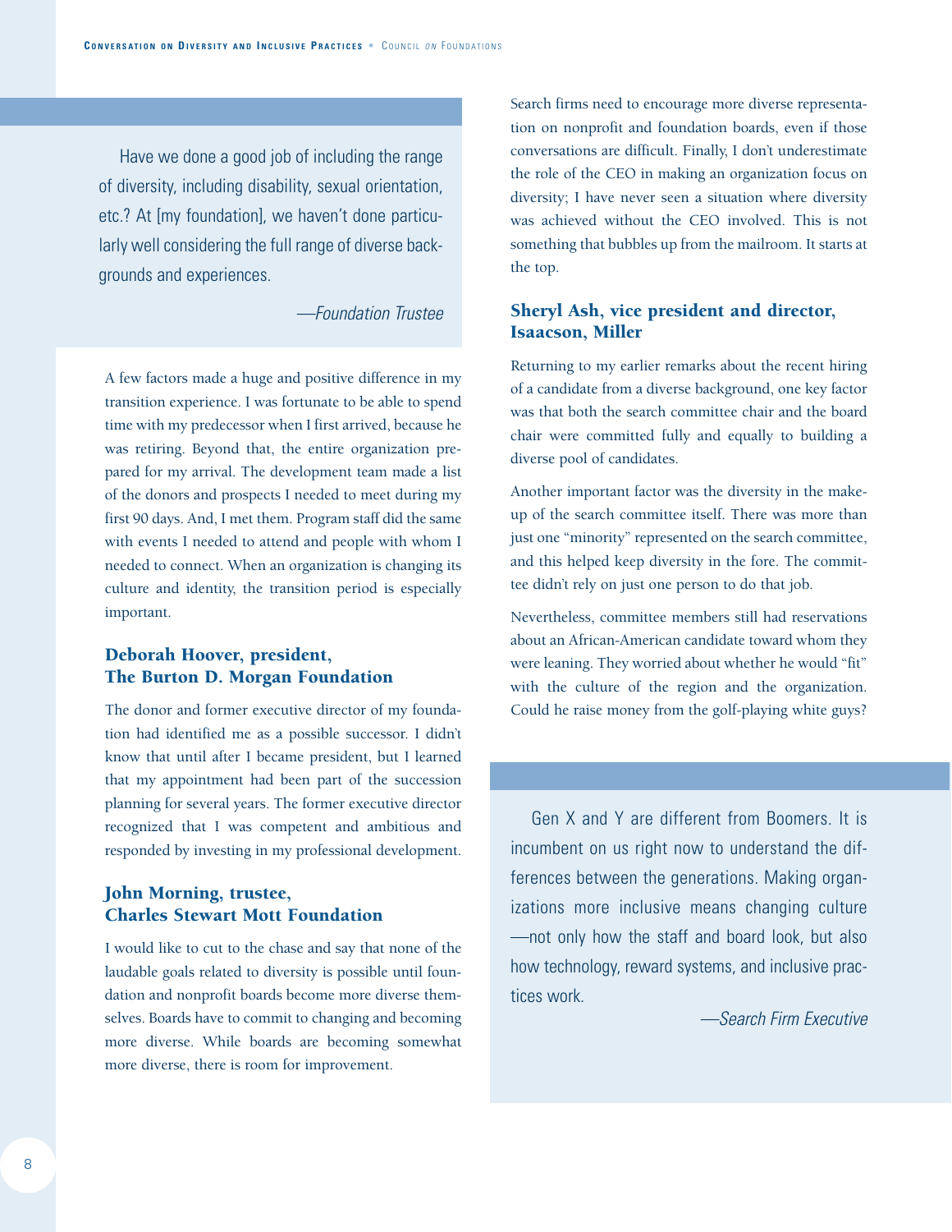> Have we done a good job of including the range of diversity, including disability, sexual orientation, etc.? At [my foundation], we haven't done particularly well considering the full range of diverse backgrounds and experiences.
>
> —*Foundation Trustee*

A few factors made a huge and positive difference in my transition experience. I was fortunate to be able to spend time with my predecessor when I first arrived, because he was retiring. Beyond that, the entire organization prepared for my arrival. The development team made a list of the donors and prospects I needed to meet during my first 90 days. And, I met them. Program staff did the same with events I needed to attend and people with whom I needed to connect. When an organization is changing its culture and identity, the transition period is especially important.

### Deborah Hoover, president, The Burton D. Morgan Foundation

The donor and former executive director of my foundation had identified me as a possible successor. I didn't know that until after I became president, but I learned that my appointment had been part of the succession planning for several years. The former executive director recognized that I was competent and ambitious and responded by investing in my professional development.

### John Morning, trustee, Charles Stewart Mott Foundation

I would like to cut to the chase and say that none of the laudable goals related to diversity is possible until foundation and nonprofit boards become more diverse themselves. Boards have to commit to changing and becoming more diverse. While boards are becoming somewhat more diverse, there is room for improvement.

Search firms need to encourage more diverse representation on nonprofit and foundation boards, even if those conversations are difficult. Finally, I don't underestimate the role of the CEO in making an organization focus on diversity; I have never seen a situation where diversity was achieved without the CEO involved. This is not something that bubbles up from the mailroom. It starts at the top.

### Sheryl Ash, vice president and director, Isaacson, Miller

Returning to my earlier remarks about the recent hiring of a candidate from a diverse background, one key factor was that both the search committee chair and the board chair were committed fully and equally to building a diverse pool of candidates.

Another important factor was the diversity in the makeup of the search committee itself. There was more than just one "minority" represented on the search committee, and this helped keep diversity in the fore. The committee didn't rely on just one person to do that job.

Nevertheless, committee members still had reservations about an African-American candidate toward whom they were leaning. They worried about whether he would "fit" with the culture of the region and the organization. Could he raise money from the golf-playing white guys?

> Gen X and Y are different from Boomers. It is incumbent on us right now to understand the differences between the generations. Making organizations more inclusive means changing culture —not only how the staff and board look, but also how technology, reward systems, and inclusive practices work.
>
> —*Search Firm Executive*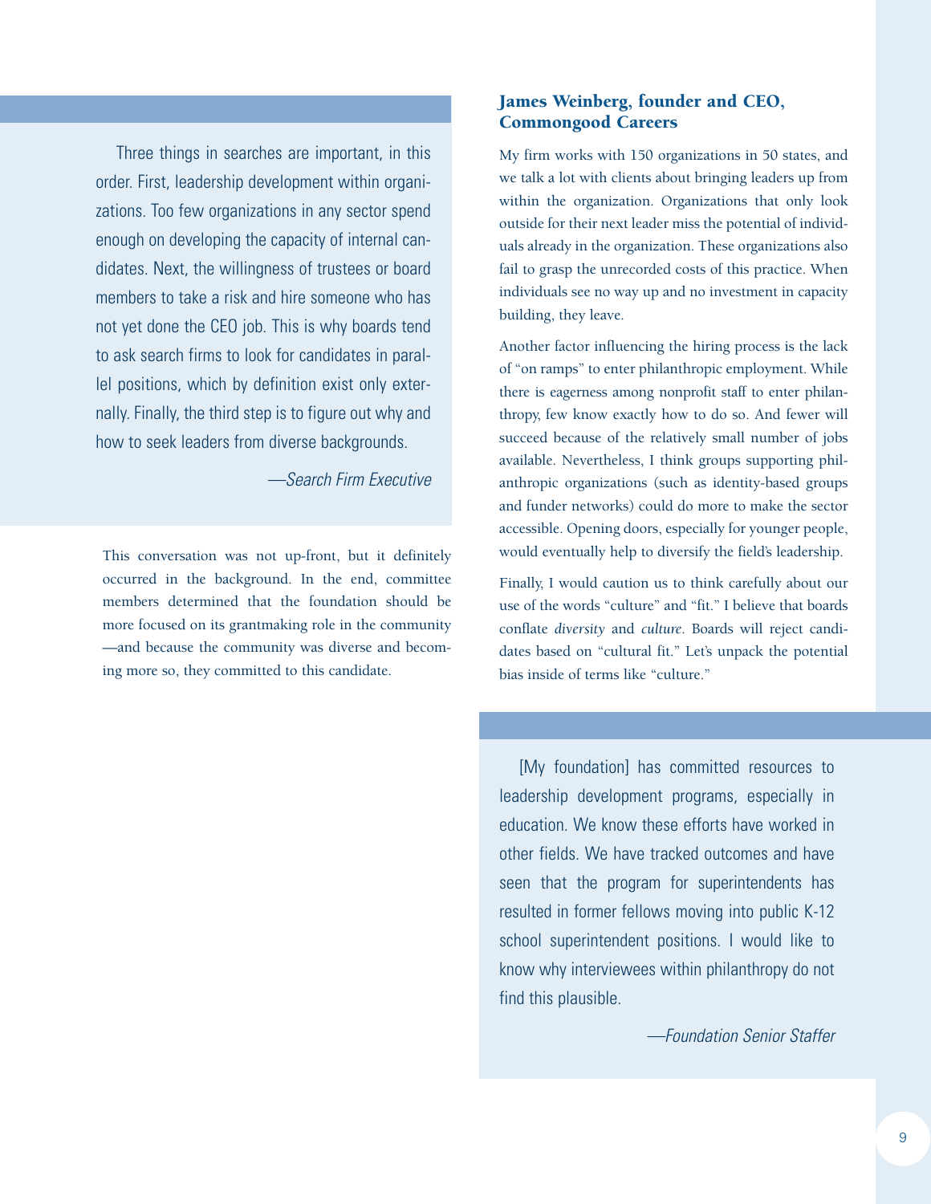> Three things in searches are important, in this order. First, leadership development within organizations. Too few organizations in any sector spend enough on developing the capacity of internal candidates. Next, the willingness of trustees or board members to take a risk and hire someone who has not yet done the CEO job. This is why boards tend to ask search firms to look for candidates in parallel positions, which by definition exist only externally. Finally, the third step is to figure out why and how to seek leaders from diverse backgrounds.
>
> *—Search Firm Executive*

This conversation was not up-front, but it definitely occurred in the background. In the end, committee members determined that the foundation should be more focused on its grantmaking role in the community—and because the community was diverse and becoming more so, they committed to this candidate.

### James Weinberg, founder and CEO, Commongood Careers

My firm works with 150 organizations in 50 states, and we talk a lot with clients about bringing leaders up from within the organization. Organizations that only look outside for their next leader miss the potential of individuals already in the organization. These organizations also fail to grasp the unrecorded costs of this practice. When individuals see no way up and no investment in capacity building, they leave.

Another factor influencing the hiring process is the lack of "on ramps" to enter philanthropic employment. While there is eagerness among nonprofit staff to enter philanthropy, few know exactly how to do so. And fewer will succeed because of the relatively small number of jobs available. Nevertheless, I think groups supporting philanthropic organizations (such as identity-based groups and funder networks) could do more to make the sector accessible. Opening doors, especially for younger people, would eventually help to diversify the field's leadership.

Finally, I would caution us to think carefully about our use of the words "culture" and "fit." I believe that boards conflate *diversity* and *culture*. Boards will reject candidates based on "cultural fit." Let's unpack the potential bias inside of terms like "culture."

> [My foundation] has committed resources to leadership development programs, especially in education. We know these efforts have worked in other fields. We have tracked outcomes and have seen that the program for superintendents has resulted in former fellows moving into public K-12 school superintendent positions. I would like to know why interviewees within philanthropy do not find this plausible.
>
> *—Foundation Senior Staffer*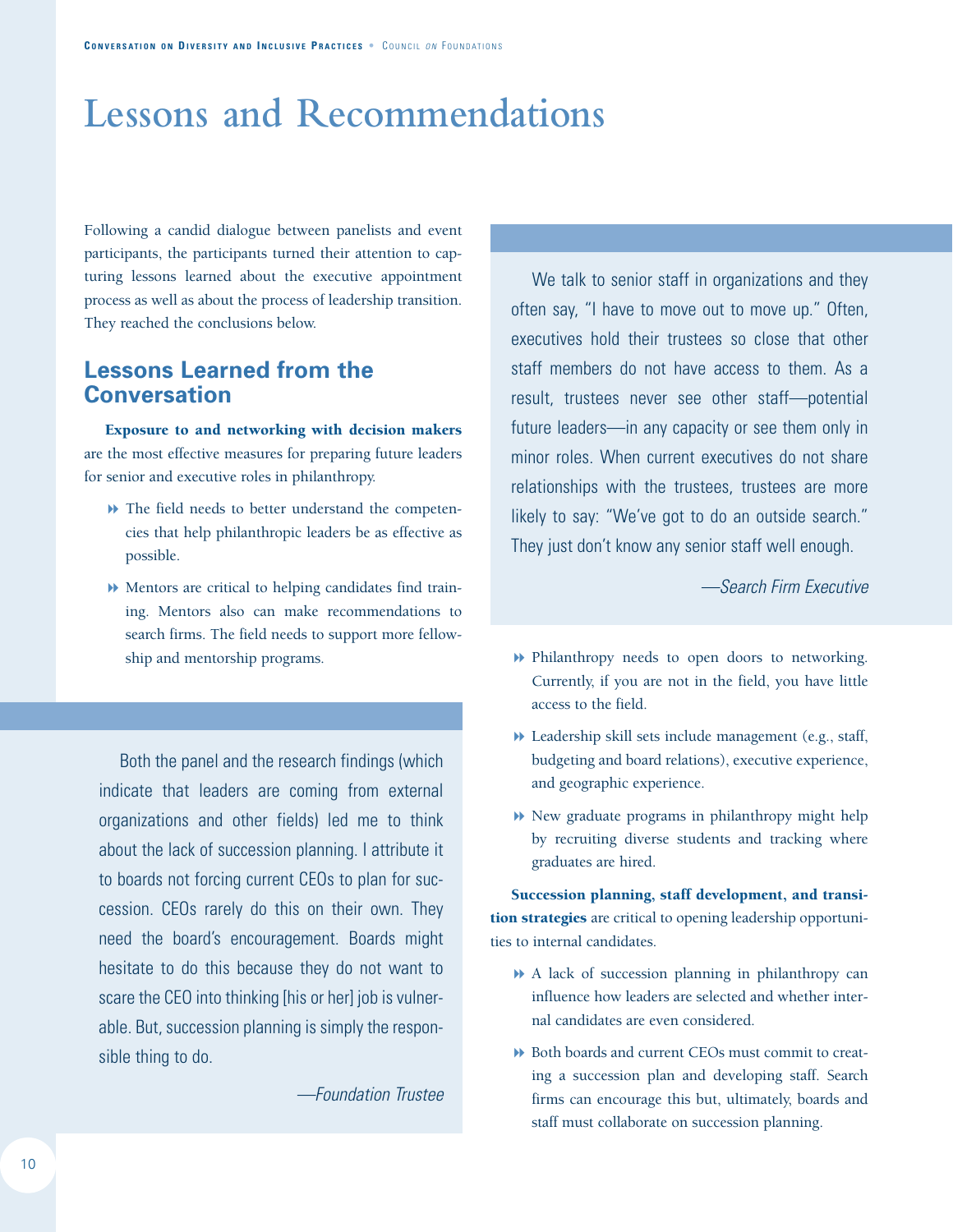# Lessons and Recommendations

Following a candid dialogue between panelists and event participants, the participants turned their attention to capturing lessons learned about the executive appointment process as well as about the process of leadership transition. They reached the conclusions below.

## Lessons Learned from the Conversation

**Exposure to and networking with decision makers** are the most effective measures for preparing future leaders for senior and executive roles in philanthropy.

- The field needs to better understand the competencies that help philanthropic leaders be as effective as possible.
- Mentors are critical to helping candidates find training. Mentors also can make recommendations to search firms. The field needs to support more fellowship and mentorship programs.

> Both the panel and the research findings (which indicate that leaders are coming from external organizations and other fields) led me to think about the lack of succession planning. I attribute it to boards not forcing current CEOs to plan for succession. CEOs rarely do this on their own. They need the board's encouragement. Boards might hesitate to do this because they do not want to scare the CEO into thinking [his or her] job is vulnerable. But, succession planning is simply the responsible thing to do.
>
> *—Foundation Trustee*

> We talk to senior staff in organizations and they often say, "I have to move out to move up." Often, executives hold their trustees so close that other staff members do not have access to them. As a result, trustees never see other staff—potential future leaders—in any capacity or see them only in minor roles. When current executives do not share relationships with the trustees, trustees are more likely to say: "We've got to do an outside search." They just don't know any senior staff well enough.
>
> *—Search Firm Executive*

- Philanthropy needs to open doors to networking. Currently, if you are not in the field, you have little access to the field.
- Leadership skill sets include management (e.g., staff, budgeting and board relations), executive experience, and geographic experience.
- New graduate programs in philanthropy might help by recruiting diverse students and tracking where graduates are hired.

**Succession planning, staff development, and transition strategies** are critical to opening leadership opportunities to internal candidates.

- A lack of succession planning in philanthropy can influence how leaders are selected and whether internal candidates are even considered.
- Both boards and current CEOs must commit to creating a succession plan and developing staff. Search firms can encourage this but, ultimately, boards and staff must collaborate on succession planning.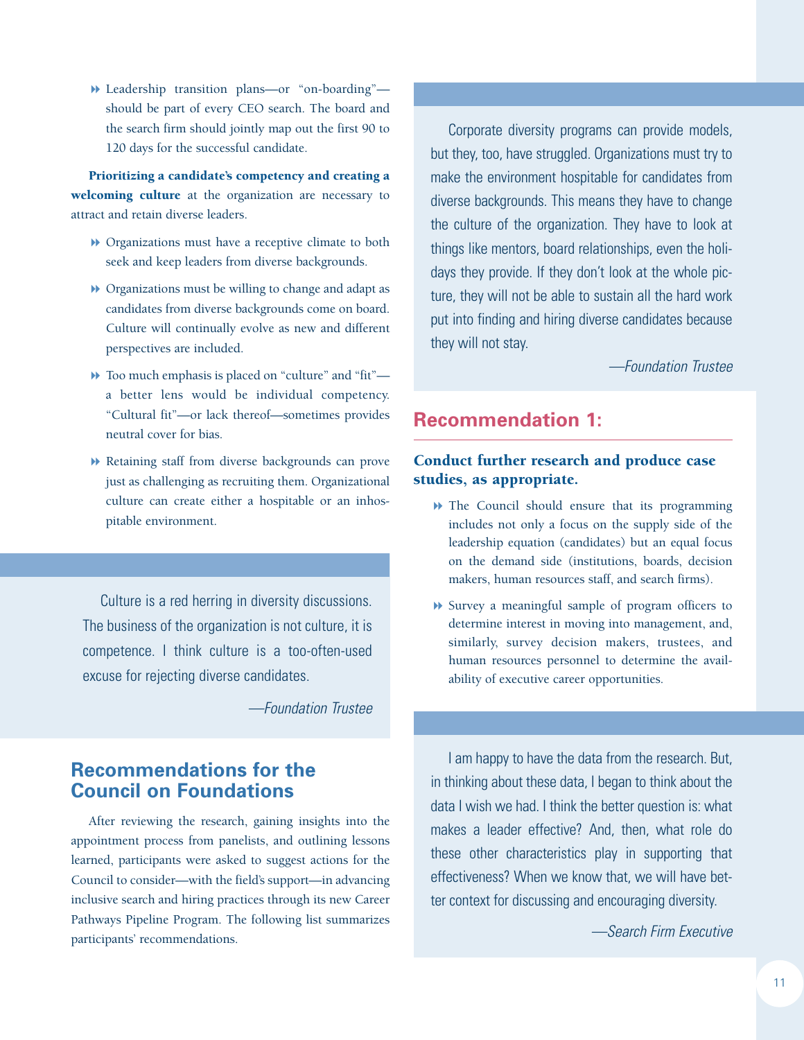- Leadership transition plans—or "on-boarding"—should be part of every CEO search. The board and the search firm should jointly map out the first 90 to 120 days for the successful candidate.

**Prioritizing a candidate's competency and creating a welcoming culture** at the organization are necessary to attract and retain diverse leaders.

- Organizations must have a receptive climate to both seek and keep leaders from diverse backgrounds.
- Organizations must be willing to change and adapt as candidates from diverse backgrounds come on board. Culture will continually evolve as new and different perspectives are included.
- Too much emphasis is placed on "culture" and "fit"—a better lens would be individual competency. "Cultural fit"—or lack thereof—sometimes provides neutral cover for bias.
- Retaining staff from diverse backgrounds can prove just as challenging as recruiting them. Organizational culture can create either a hospitable or an inhospitable environment.

> Culture is a red herring in diversity discussions. The business of the organization is not culture, it is competence. I think culture is a too-often-used excuse for rejecting diverse candidates.
>
> *—Foundation Trustee*

## Recommendations for the Council on Foundations

After reviewing the research, gaining insights into the appointment process from panelists, and outlining lessons learned, participants were asked to suggest actions for the Council to consider—with the field's support—in advancing inclusive search and hiring practices through its new Career Pathways Pipeline Program. The following list summarizes participants' recommendations.

> Corporate diversity programs can provide models, but they, too, have struggled. Organizations must try to make the environment hospitable for candidates from diverse backgrounds. This means they have to change the culture of the organization. They have to look at things like mentors, board relationships, even the holidays they provide. If they don't look at the whole picture, they will not be able to sustain all the hard work put into finding and hiring diverse candidates because they will not stay.
>
> *—Foundation Trustee*

### Recommendation 1:

**Conduct further research and produce case studies, as appropriate.**

- The Council should ensure that its programming includes not only a focus on the supply side of the leadership equation (candidates) but an equal focus on the demand side (institutions, boards, decision makers, human resources staff, and search firms).
- Survey a meaningful sample of program officers to determine interest in moving into management, and, similarly, survey decision makers, trustees, and human resources personnel to determine the availability of executive career opportunities.

> I am happy to have the data from the research. But, in thinking about these data, I began to think about the data I wish we had. I think the better question is: what makes a leader effective? And, then, what role do these other characteristics play in supporting that effectiveness? When we know that, we will have better context for discussing and encouraging diversity.
>
> *—Search Firm Executive*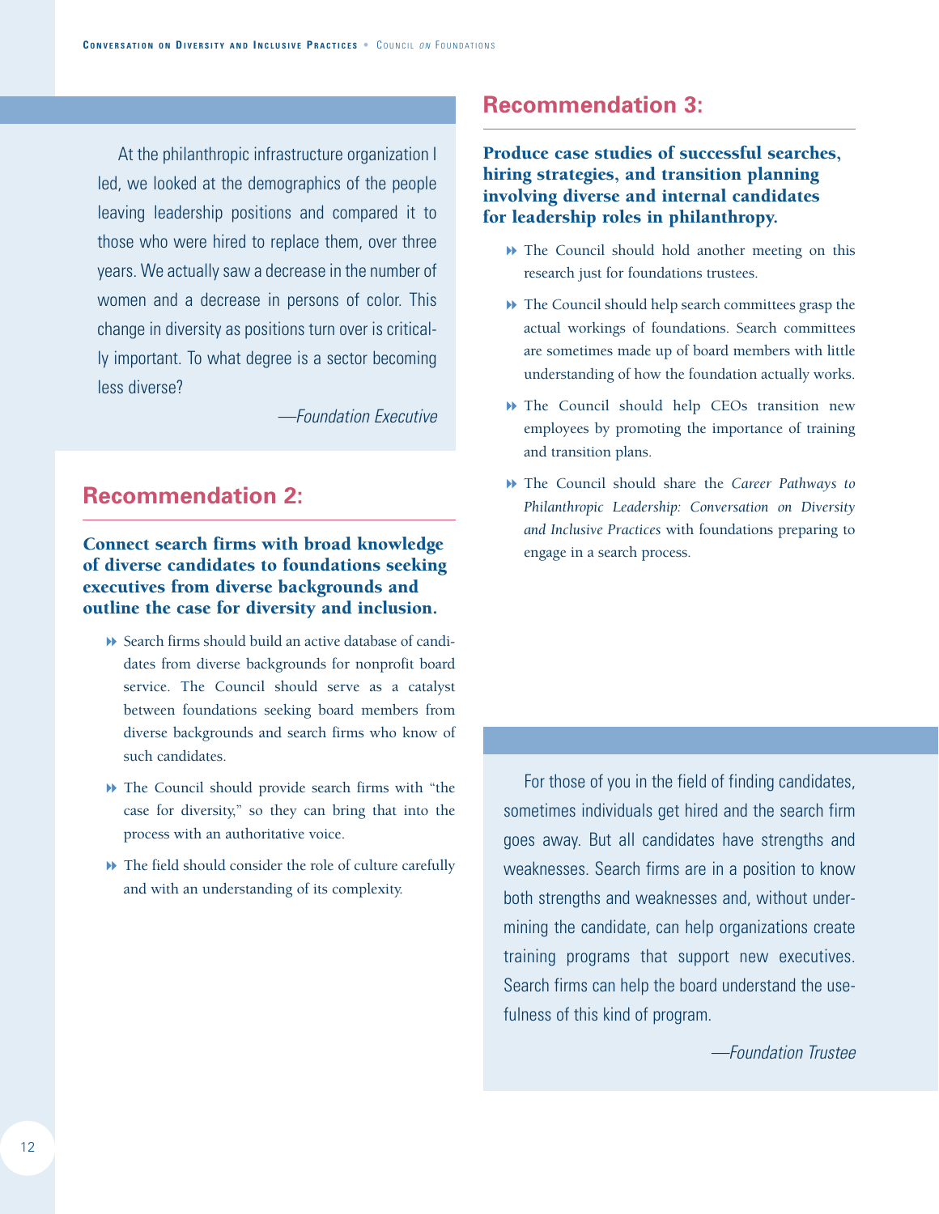> At the philanthropic infrastructure organization I led, we looked at the demographics of the people leaving leadership positions and compared it to those who were hired to replace them, over three years. We actually saw a decrease in the number of women and a decrease in persons of color. This change in diversity as positions turn over is critically important. To what degree is a sector becoming less diverse?
>
> —*Foundation Executive*

## Recommendation 2:

**Connect search firms with broad knowledge of diverse candidates to foundations seeking executives from diverse backgrounds and outline the case for diversity and inclusion.**

- Search firms should build an active database of candidates from diverse backgrounds for nonprofit board service. The Council should serve as a catalyst between foundations seeking board members from diverse backgrounds and search firms who know of such candidates.
- The Council should provide search firms with "the case for diversity," so they can bring that into the process with an authoritative voice.
- The field should consider the role of culture carefully and with an understanding of its complexity.

## Recommendation 3:

**Produce case studies of successful searches, hiring strategies, and transition planning involving diverse and internal candidates for leadership roles in philanthropy.**

- The Council should hold another meeting on this research just for foundations trustees.
- The Council should help search committees grasp the actual workings of foundations. Search committees are sometimes made up of board members with little understanding of how the foundation actually works.
- The Council should help CEOs transition new employees by promoting the importance of training and transition plans.
- The Council should share the *Career Pathways to Philanthropic Leadership: Conversation on Diversity and Inclusive Practices* with foundations preparing to engage in a search process.

> For those of you in the field of finding candidates, sometimes individuals get hired and the search firm goes away. But all candidates have strengths and weaknesses. Search firms are in a position to know both strengths and weaknesses and, without undermining the candidate, can help organizations create training programs that support new executives. Search firms can help the board understand the usefulness of this kind of program.
>
> —*Foundation Trustee*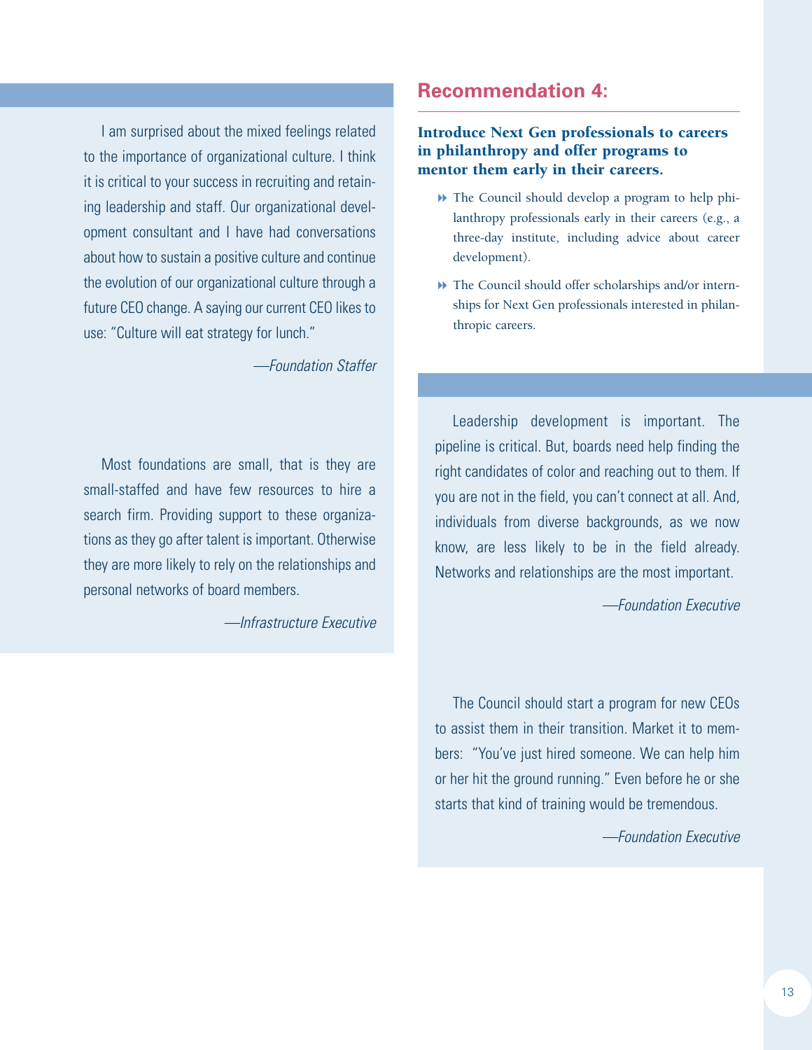I am surprised about the mixed feelings related to the importance of organizational culture. I think it is critical to your success in recruiting and retaining leadership and staff. Our organizational development consultant and I have had conversations about how to sustain a positive culture and continue the evolution of our organizational culture through a future CEO change. A saying our current CEO likes to use: "Culture will eat strategy for lunch."

*—Foundation Staffer*

Most foundations are small, that is they are small-staffed and have few resources to hire a search firm. Providing support to these organizations as they go after talent is important. Otherwise they are more likely to rely on the relationships and personal networks of board members.

*—Infrastructure Executive*

## Recommendation 4:

**Introduce Next Gen professionals to careers in philanthropy and offer programs to mentor them early in their careers.**

- The Council should develop a program to help philanthropy professionals early in their careers (e.g., a three-day institute, including advice about career development).
- The Council should offer scholarships and/or internships for Next Gen professionals interested in philanthropic careers.

Leadership development is important. The pipeline is critical. But, boards need help finding the right candidates of color and reaching out to them. If you are not in the field, you can't connect at all. And, individuals from diverse backgrounds, as we now know, are less likely to be in the field already. Networks and relationships are the most important.

*—Foundation Executive*

The Council should start a program for new CEOs to assist them in their transition. Market it to members: "You've just hired someone. We can help him or her hit the ground running." Even before he or she starts that kind of training would be tremendous.

*—Foundation Executive*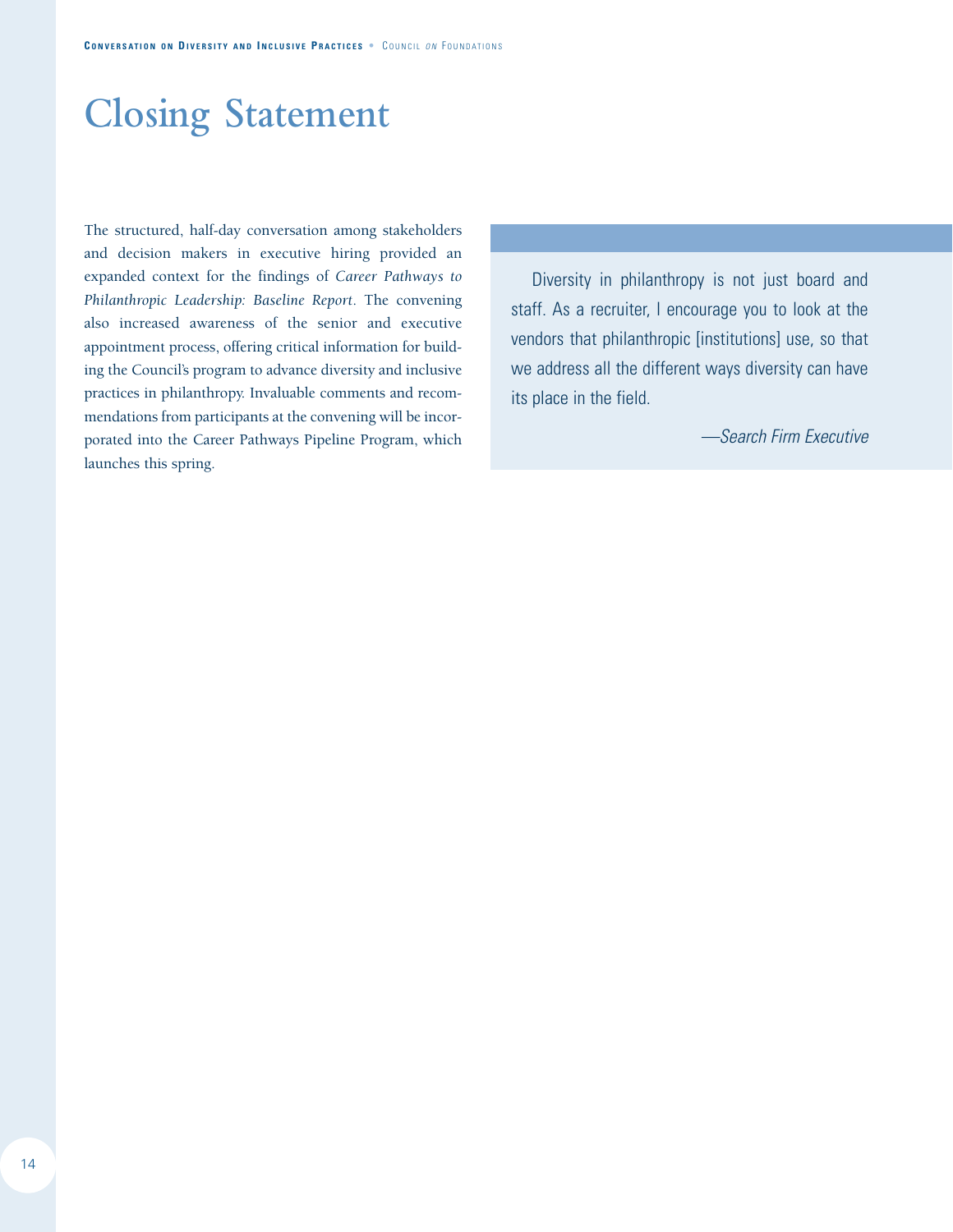# Closing Statement

The structured, half-day conversation among stakeholders and decision makers in executive hiring provided an expanded context for the findings of *Career Pathways to Philanthropic Leadership: Baseline Report*. The convening also increased awareness of the senior and executive appointment process, offering critical information for building the Council's program to advance diversity and inclusive practices in philanthropy. Invaluable comments and recommendations from participants at the convening will be incorporated into the Career Pathways Pipeline Program, which launches this spring.

> Diversity in philanthropy is not just board and staff. As a recruiter, I encourage you to look at the vendors that philanthropic [institutions] use, so that we address all the different ways diversity can have its place in the field.
>
> *—Search Firm Executive*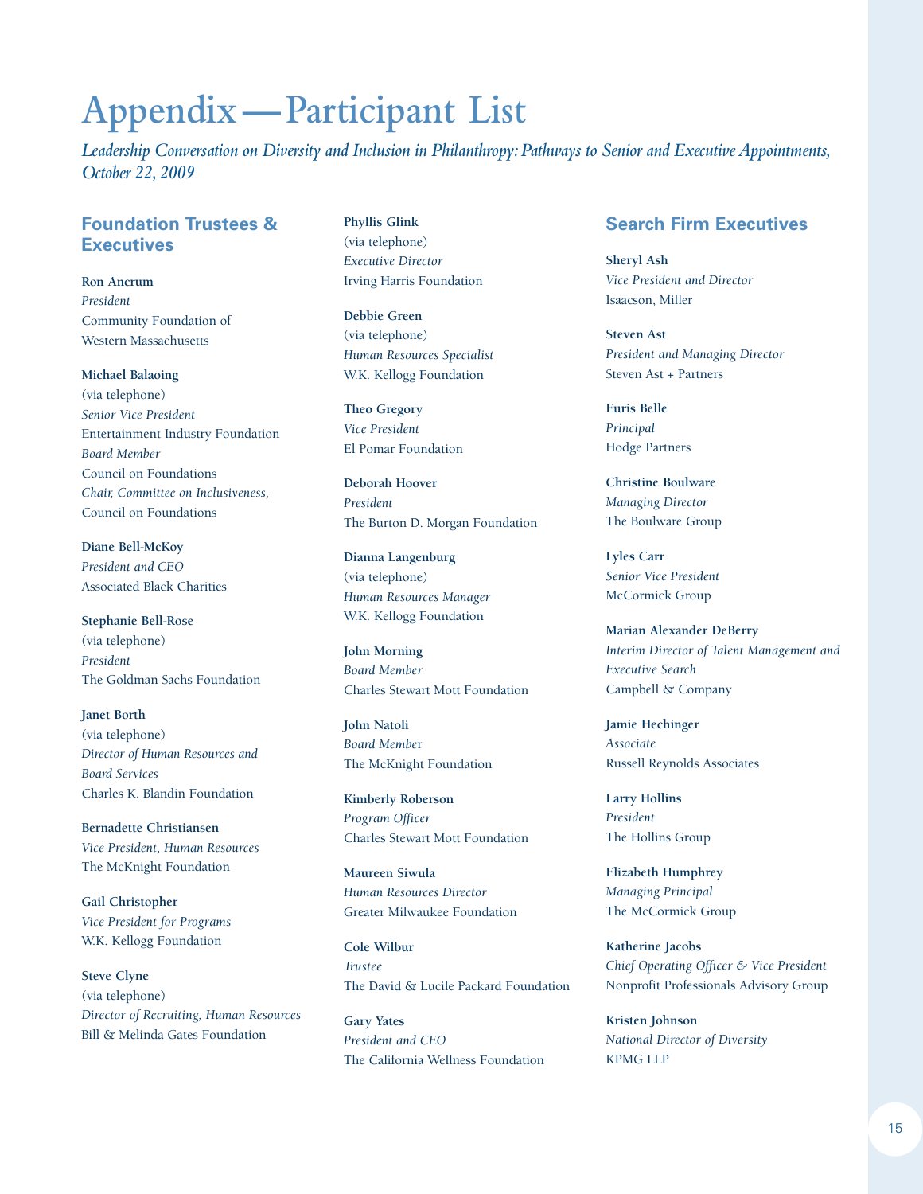# Appendix—Participant List

*Leadership Conversation on Diversity and Inclusion in Philanthropy: Pathways to Senior and Executive Appointments, October 22, 2009*

## Foundation Trustees & Executives

**Ron Ancrum**
*President*
Community Foundation of Western Massachusetts

**Michael Balaoing**
(via telephone)
*Senior Vice President*
Entertainment Industry Foundation
*Board Member*
Council on Foundations
*Chair, Committee on Inclusiveness,*
Council on Foundations

**Diane Bell-McKoy**
*President and CEO*
Associated Black Charities

**Stephanie Bell-Rose**
(via telephone)
*President*
The Goldman Sachs Foundation

**Janet Borth**
(via telephone)
*Director of Human Resources and Board Services*
Charles K. Blandin Foundation

**Bernadette Christiansen**
*Vice President, Human Resources*
The McKnight Foundation

**Gail Christopher**
*Vice President for Programs*
W.K. Kellogg Foundation

**Steve Clyne**
(via telephone)
*Director of Recruiting, Human Resources*
Bill & Melinda Gates Foundation

**Phyllis Glink**
(via telephone)
*Executive Director*
Irving Harris Foundation

**Debbie Green**
(via telephone)
*Human Resources Specialist*
W.K. Kellogg Foundation

**Theo Gregory**
*Vice President*
El Pomar Foundation

**Deborah Hoover**
*President*
The Burton D. Morgan Foundation

**Dianna Langenburg**
(via telephone)
*Human Resources Manager*
W.K. Kellogg Foundation

**John Morning**
*Board Member*
Charles Stewart Mott Foundation

**John Natoli**
*Board Member*
The McKnight Foundation

**Kimberly Roberson**
*Program Officer*
Charles Stewart Mott Foundation

**Maureen Siwula**
*Human Resources Director*
Greater Milwaukee Foundation

**Cole Wilbur**
*Trustee*
The David & Lucile Packard Foundation

**Gary Yates**
*President and CEO*
The California Wellness Foundation

## Search Firm Executives

**Sheryl Ash**
*Vice President and Director*
Isaacson, Miller

**Steven Ast**
*President and Managing Director*
Steven Ast + Partners

**Euris Belle**
*Principal*
Hodge Partners

**Christine Boulware**
*Managing Director*
The Boulware Group

**Lyles Carr**
*Senior Vice President*
McCormick Group

**Marian Alexander DeBerry**
*Interim Director of Talent Management and Executive Search*
Campbell & Company

**Jamie Hechinger**
*Associate*
Russell Reynolds Associates

**Larry Hollins**
*President*
The Hollins Group

**Elizabeth Humphrey**
*Managing Principal*
The McCormick Group

**Katherine Jacobs**
*Chief Operating Officer & Vice President*
Nonprofit Professionals Advisory Group

**Kristen Johnson**
*National Director of Diversity*
KPMG LLP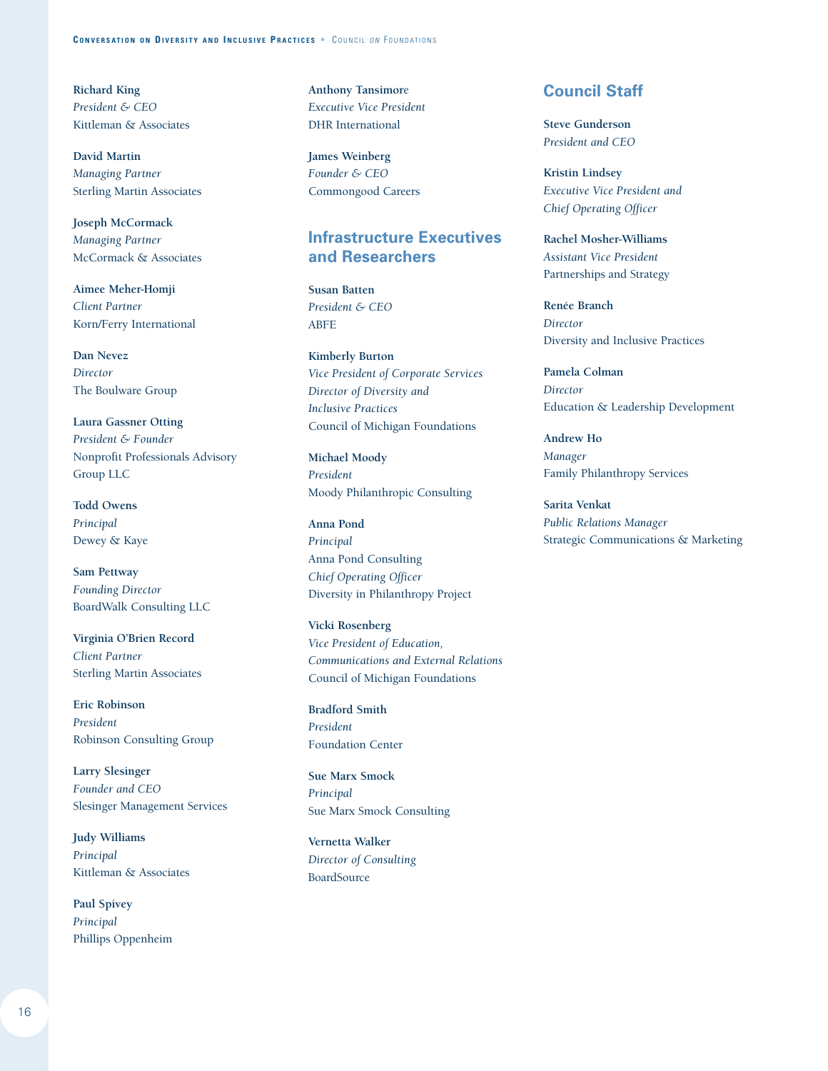**Richard King**
*President & CEO*
Kittleman & Associates

**David Martin**
*Managing Partner*
Sterling Martin Associates

**Joseph McCormack**
*Managing Partner*
McCormack & Associates

**Aimee Meher-Homji**
*Client Partner*
Korn/Ferry International

**Dan Nevez**
*Director*
The Boulware Group

**Laura Gassner Otting**
*President & Founder*
Nonprofit Professionals Advisory Group LLC

**Todd Owens**
*Principal*
Dewey & Kaye

**Sam Pettway**
*Founding Director*
BoardWalk Consulting LLC

**Virginia O'Brien Record**
*Client Partner*
Sterling Martin Associates

**Eric Robinson**
*President*
Robinson Consulting Group

**Larry Slesinger**
*Founder and CEO*
Slesinger Management Services

**Judy Williams**
*Principal*
Kittleman & Associates

**Paul Spivey**
*Principal*
Phillips Oppenheim

**Anthony Tansimore**
*Executive Vice President*
DHR International

**James Weinberg**
*Founder & CEO*
Commongood Careers

## Infrastructure Executives and Researchers

**Susan Batten**
*President & CEO*
ABFE

**Kimberly Burton**
*Vice President of Corporate Services*
*Director of Diversity and Inclusive Practices*
Council of Michigan Foundations

**Michael Moody**
*President*
Moody Philanthropic Consulting

**Anna Pond**
*Principal*
Anna Pond Consulting
*Chief Operating Officer*
Diversity in Philanthropy Project

**Vicki Rosenberg**
*Vice President of Education, Communications and External Relations*
Council of Michigan Foundations

**Bradford Smith**
*President*
Foundation Center

**Sue Marx Smock**
*Principal*
Sue Marx Smock Consulting

**Vernetta Walker**
*Director of Consulting*
BoardSource

## Council Staff

**Steve Gunderson**
*President and CEO*

**Kristin Lindsey**
*Executive Vice President and Chief Operating Officer*

**Rachel Mosher-Williams**
*Assistant Vice President*
Partnerships and Strategy

**Renée Branch**
*Director*
Diversity and Inclusive Practices

**Pamela Colman**
*Director*
Education & Leadership Development

**Andrew Ho**
*Manager*
Family Philanthropy Services

**Sarita Venkat**
*Public Relations Manager*
Strategic Communications & Marketing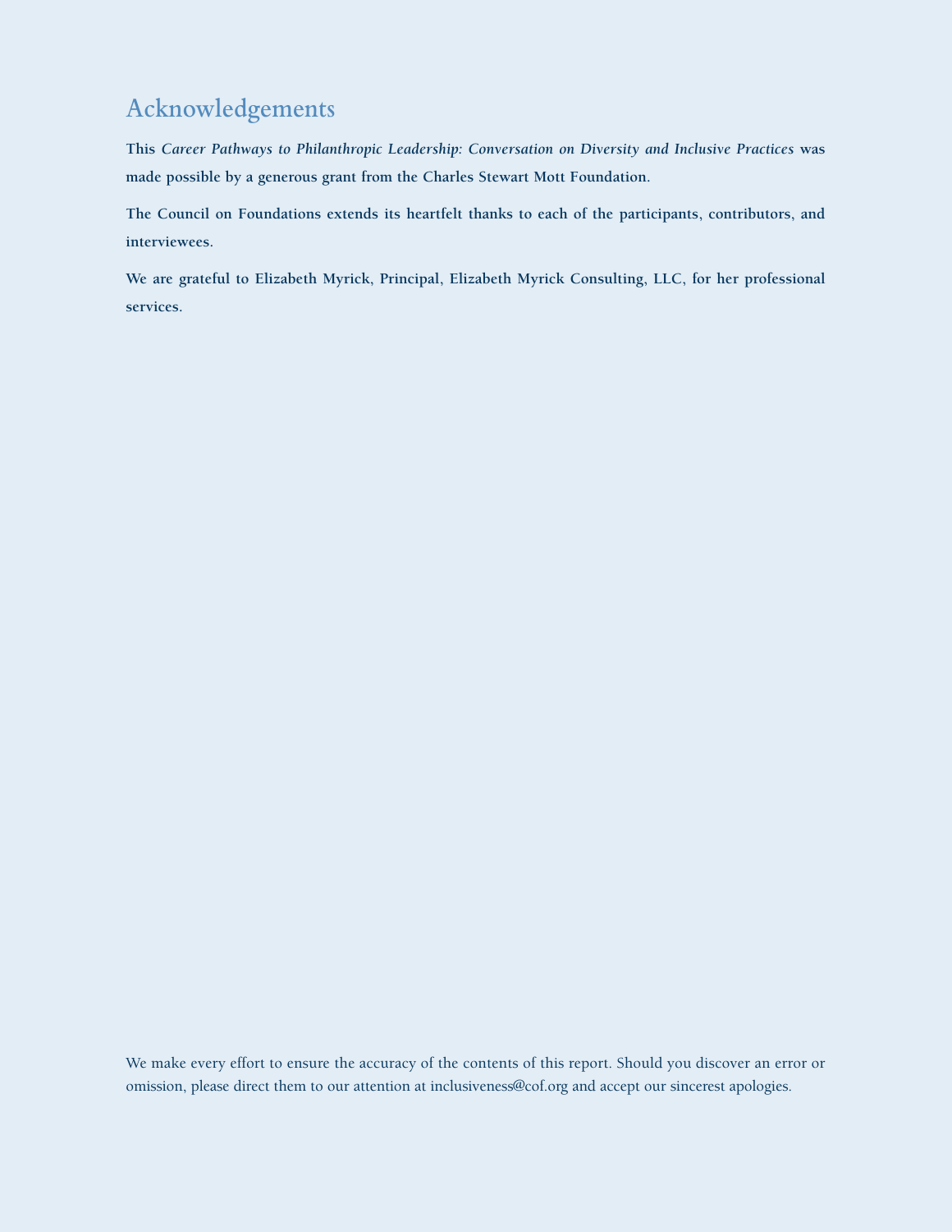## Acknowledgements

This *Career Pathways to Philanthropic Leadership: Conversation on Diversity and Inclusive Practices* was made possible by a generous grant from the Charles Stewart Mott Foundation.

The Council on Foundations extends its heartfelt thanks to each of the participants, contributors, and interviewees.

We are grateful to Elizabeth Myrick, Principal, Elizabeth Myrick Consulting, LLC, for her professional services.

We make every effort to ensure the accuracy of the contents of this report. Should you discover an error or omission, please direct them to our attention at inclusiveness@cof.org and accept our sincerest apologies.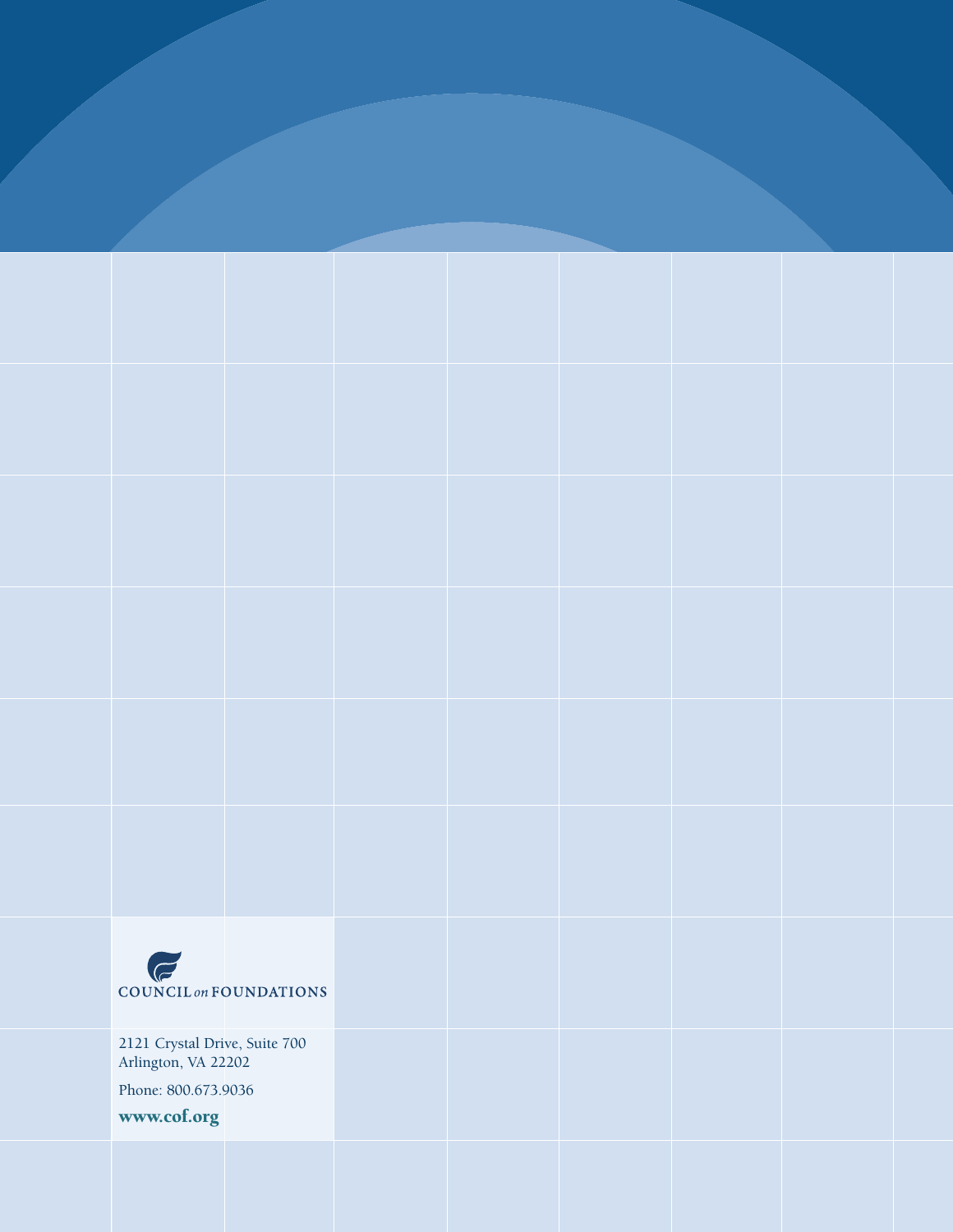COUNCIL on FOUNDATIONS

2121 Crystal Drive, Suite 700
Arlington, VA 22202

Phone: 800.673.9036

**www.cof.org**